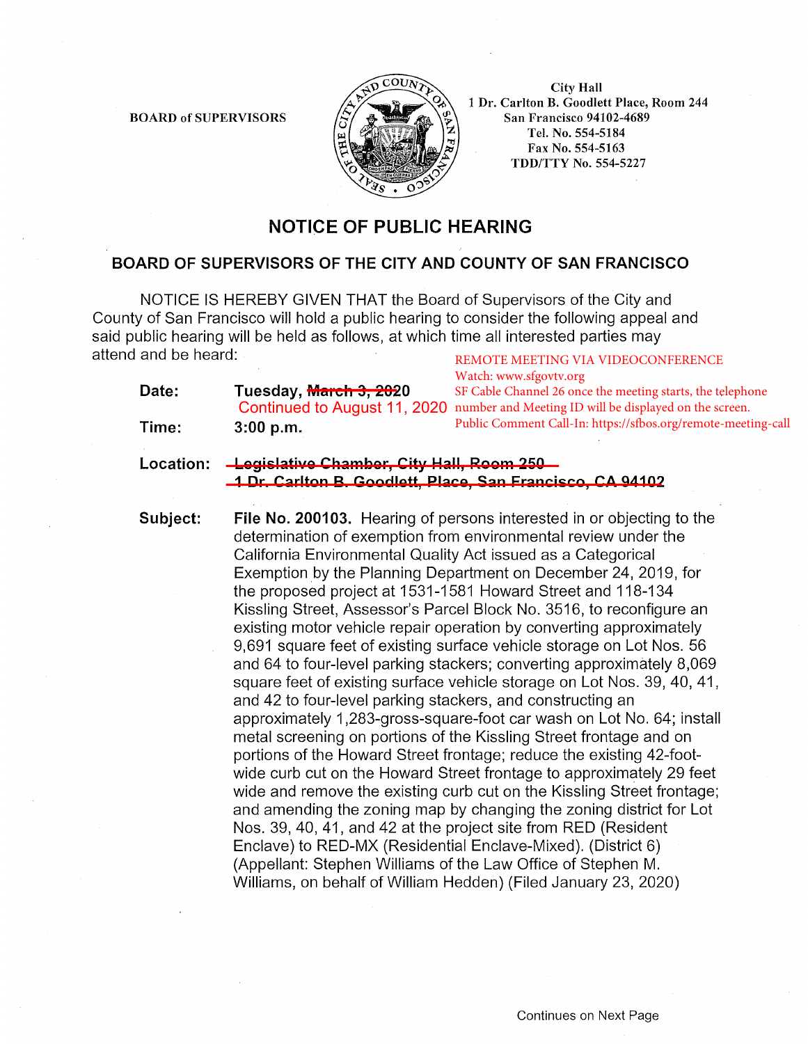BOARD of SUPERVISORS

City Hall
1 Dr. Carlton B. Goodlett Place, Room 244
San Francisco 94102-4689
Tel. No. 554-5184
Fax No. 554-5163
TDD/TTY No. 554-5227

# NOTICE OF PUBLIC HEARING

## BOARD OF SUPERVISORS OF THE CITY AND COUNTY OF SAN FRANCISCO

NOTICE IS HEREBY GIVEN THAT the Board of Supervisors of the City and County of San Francisco will hold a public hearing to consider the following appeal and said public hearing will be held as follows, at which time all interested parties may attend and be heard:

REMOTE MEETING VIA VIDEOCONFERENCE
Watch: www.sfgovtv.org
SF Cable Channel 26 once the meeting starts, the telephone number and Meeting ID will be displayed on the screen.
Public Comment Call-In: https://sfbos.org/remote-meeting-call

**Date:** Tuesday, ~~March 3, 2020~~ Continued to August 11, 2020

**Time:** 3:00 p.m.

**Location:** ~~Legislative Chamber, City Hall, Room 250~~
~~1 Dr. Carlton B. Goodlett, Place, San Francisco, CA 94102~~

**Subject:** **File No. 200103.** Hearing of persons interested in or objecting to the determination of exemption from environmental review under the California Environmental Quality Act issued as a Categorical Exemption by the Planning Department on December 24, 2019, for the proposed project at 1531-1581 Howard Street and 118-134 Kissling Street, Assessor's Parcel Block No. 3516, to reconfigure an existing motor vehicle repair operation by converting approximately 9,691 square feet of existing surface vehicle storage on Lot Nos. 56 and 64 to four-level parking stackers; converting approximately 8,069 square feet of existing surface vehicle storage on Lot Nos. 39, 40, 41, and 42 to four-level parking stackers, and constructing an approximately 1,283-gross-square-foot car wash on Lot No. 64; install metal screening on portions of the Kissling Street frontage and on portions of the Howard Street frontage; reduce the existing 42-foot-wide curb cut on the Howard Street frontage to approximately 29 feet wide and remove the existing curb cut on the Kissling Street frontage; and amending the zoning map by changing the zoning district for Lot Nos. 39, 40, 41, and 42 at the project site from RED (Resident Enclave) to RED-MX (Residential Enclave-Mixed). (District 6) (Appellant: Stephen Williams of the Law Office of Stephen M. Williams, on behalf of William Hedden) (Filed January 23, 2020)

Continues on Next Page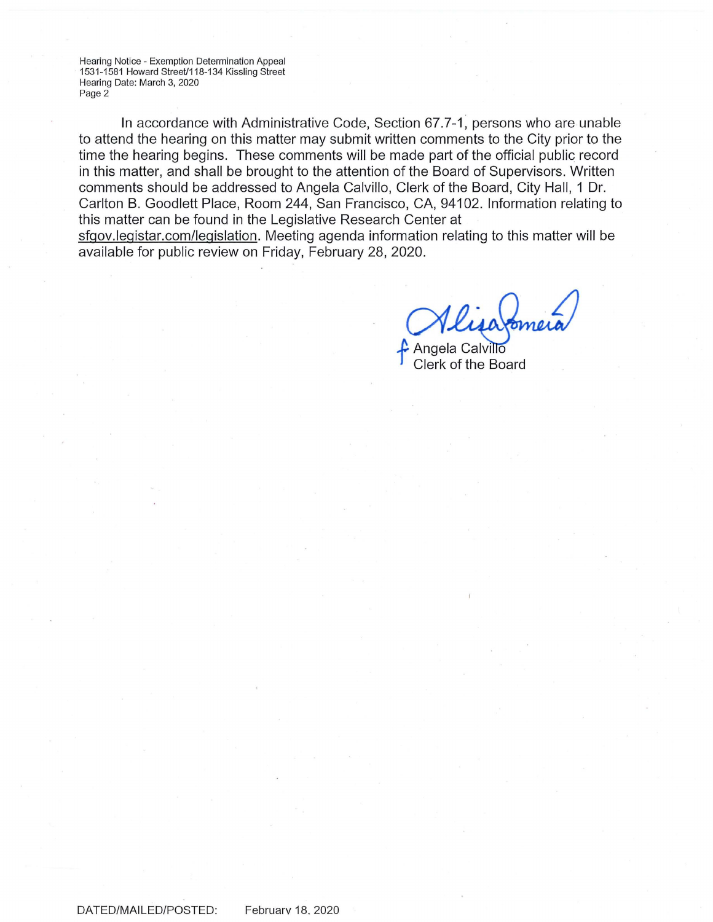In accordance with Administrative Code, Section 67.7-1, persons who are unable to attend the hearing on this matter may submit written comments to the City prior to the time the hearing begins. These comments will be made part of the official public record in this matter, and shall be brought to the attention of the Board of Supervisors. Written comments should be addressed to Angela Calvillo, Clerk of the Board, City Hall, 1 Dr. Carlton B. Goodlett Place, Room 244, San Francisco, CA, 94102. Information relating to this matter can be found in the Legislative Research Center at sfgov.legistar.com/legislation. Meeting agenda information relating to this matter will be available for public review on Friday, February 28, 2020.

Alisa Somera

f Angela Calvillo
Clerk of the Board

DATED/MAILED/POSTED: February 18, 2020